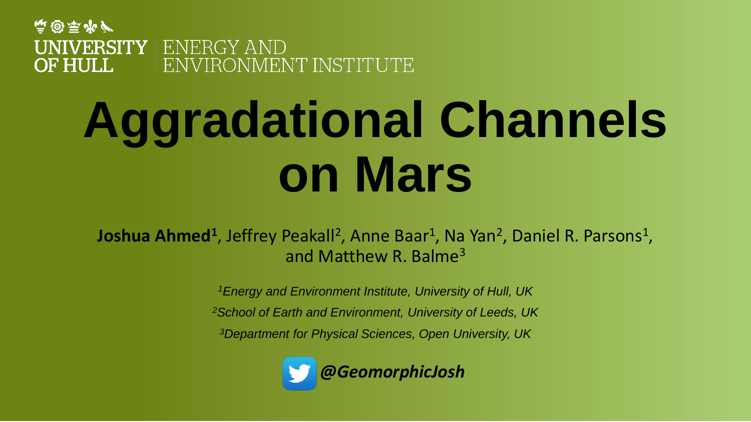UNIVERSITY OF HULL | ENERGY AND ENVIRONMENT INSTITUTE

# Aggradational Channels on Mars

**Joshua Ahmed**[1], Jeffrey Peakall[2], Anne Baar[1], Na Yan[2], Daniel R. Parsons[1], and Matthew R. Balme[3]

*[1]Energy and Environment Institute, University of Hull, UK*

*[2]School of Earth and Environment, University of Leeds, UK*

*[3]Department for Physical Sciences, Open University, UK*

***@GeomorphicJosh***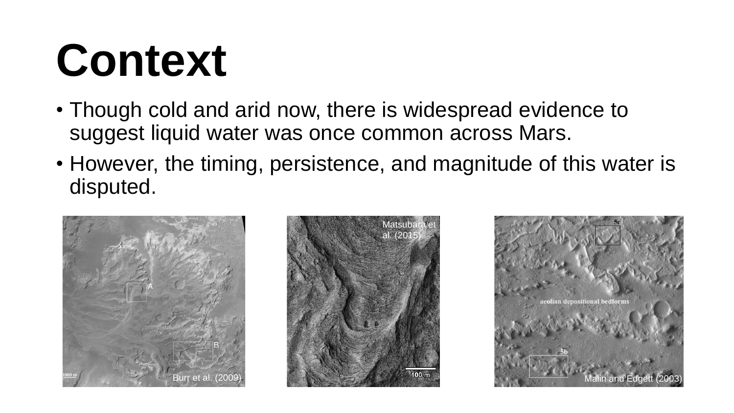# Context

- Though cold and arid now, there is widespread evidence to suggest liquid water was once common across Mars.
- However, the timing, persistence, and magnitude of this water is disputed.

Burr et al. (2009)

Matsubara et al. (2015)

Malin and Edgett (2003)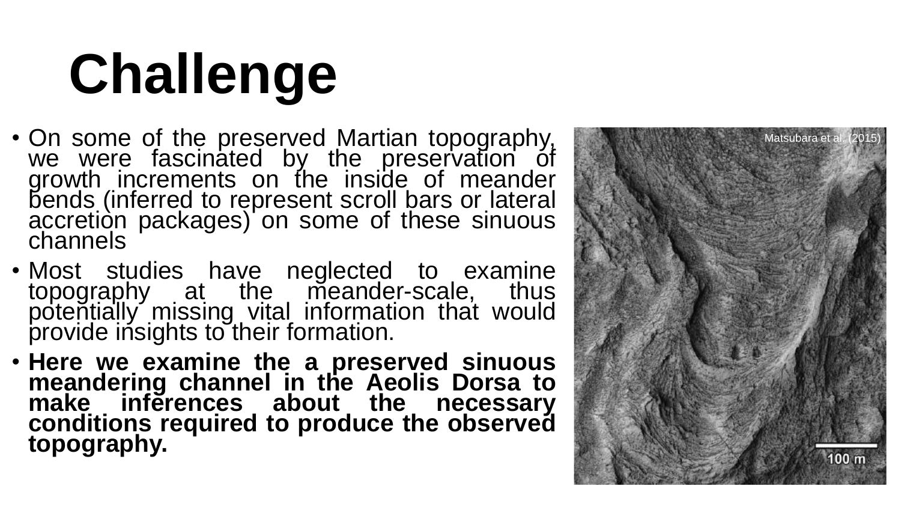# Challenge

- On some of the preserved Martian topography, we were fascinated by the preservation of growth increments on the inside of meander bends (inferred to represent scroll bars or lateral accretion packages) on some of these sinuous channels
- Most studies have neglected to examine topography at the meander-scale, thus potentially missing vital information that would provide insights to their formation.
- **Here we examine the a preserved sinuous meandering channel in the Aeolis Dorsa to make inferences about the necessary conditions required to produce the observed topography.**

Matsubara et al. (2015)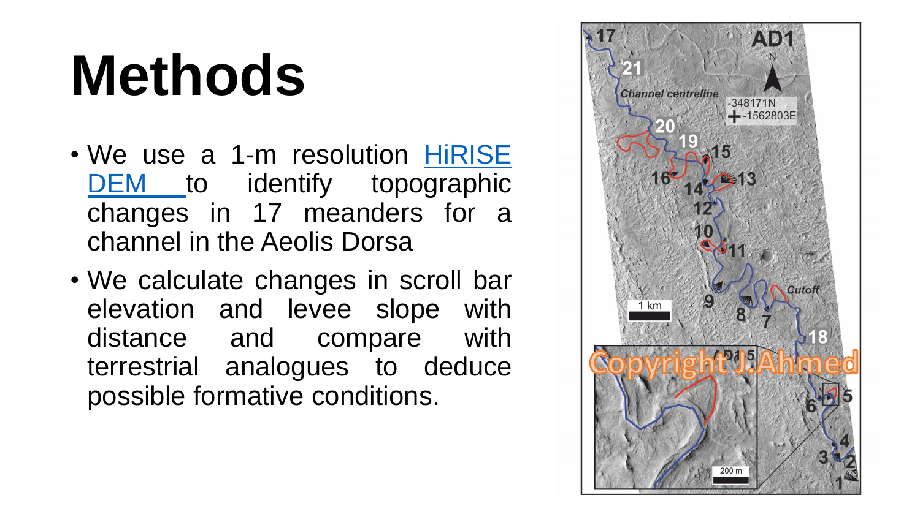# Methods

- We use a 1-m resolution [HiRISE DEM](HiRISE DEM) to identify topographic changes in 17 meanders for a channel in the Aeolis Dorsa
- We calculate changes in scroll bar elevation and levee slope with distance and compare with terrestrial analogues to deduce possible formative conditions.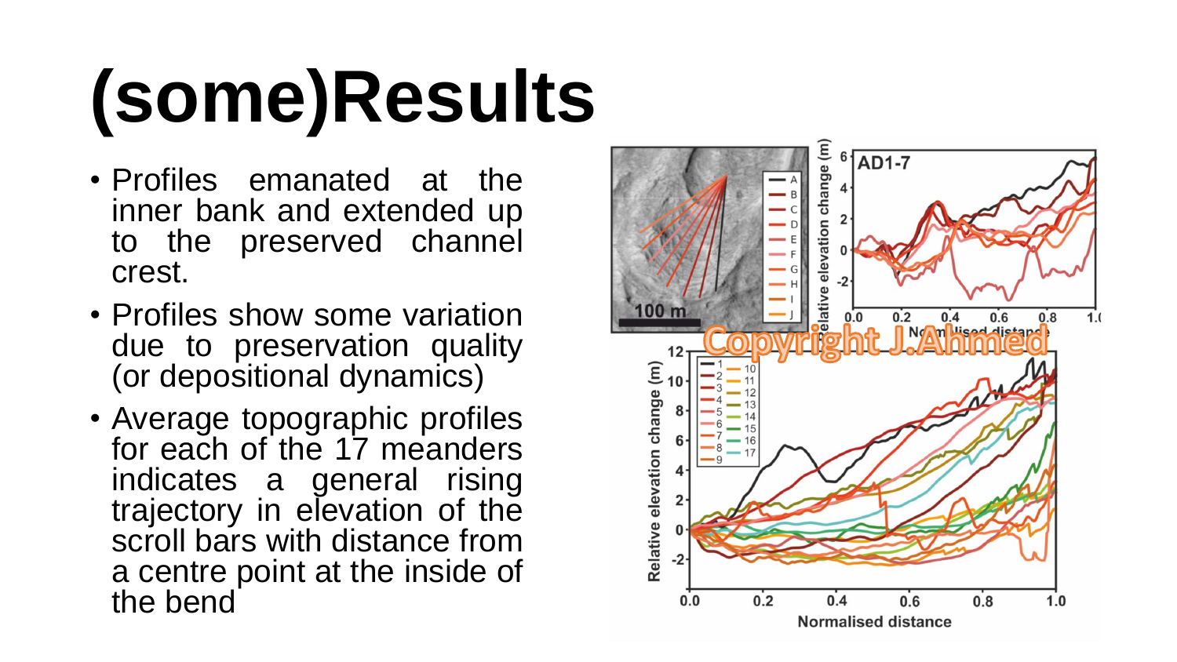# (some)Results

- Profiles emanated at the inner bank and extended up to the preserved channel crest.
- Profiles show some variation due to preservation quality (or depositional dynamics)
- Average topographic profiles for each of the 17 meanders indicates a general rising trajectory in elevation of the scroll bars with distance from a centre point at the inside of the bend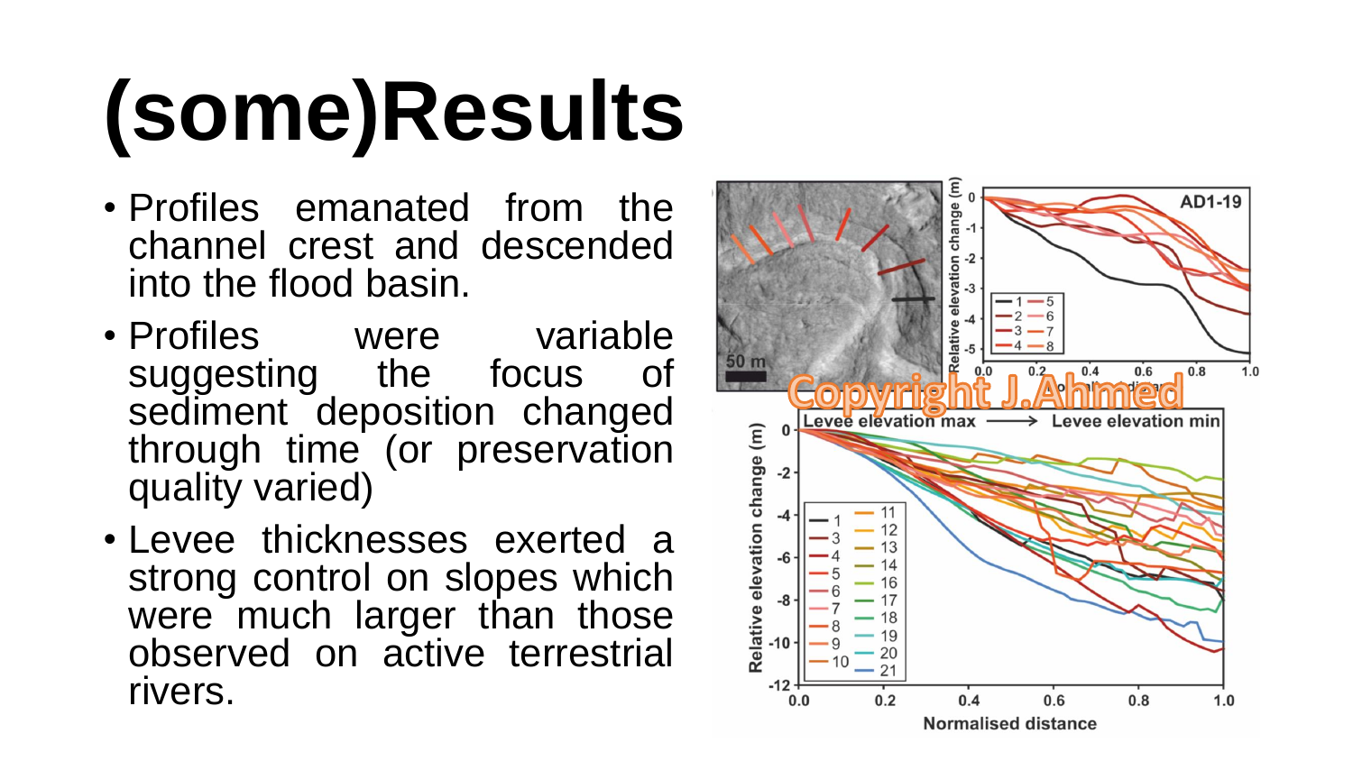# (some)Results

- Profiles emanated from the channel crest and descended into the flood basin.
- Profiles were variable suggesting the focus of sediment deposition changed through time (or preservation quality varied)
- Levee thicknesses exerted a strong control on slopes which were much larger than those observed on active terrestrial rivers.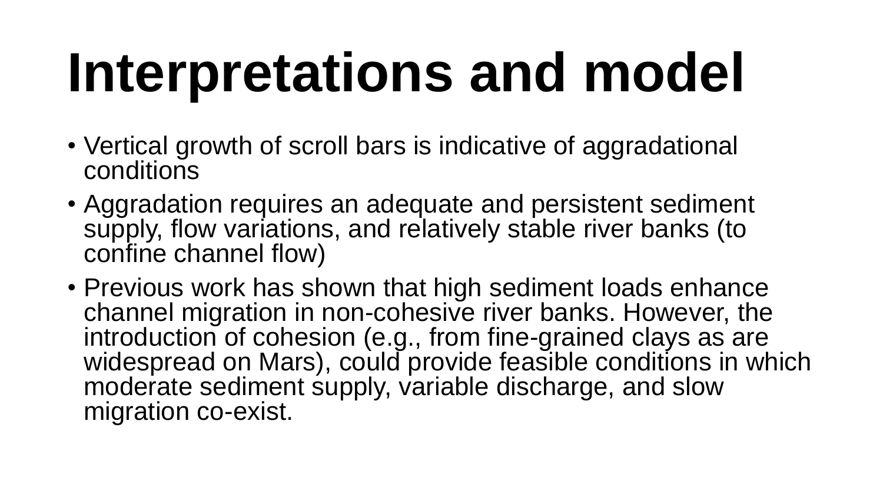# Interpretations and model

- Vertical growth of scroll bars is indicative of aggradational conditions
- Aggradation requires an adequate and persistent sediment supply, flow variations, and relatively stable river banks (to confine channel flow)
- Previous work has shown that high sediment loads enhance channel migration in non-cohesive river banks. However, the introduction of cohesion (e.g., from fine-grained clays as are widespread on Mars), could provide feasible conditions in which moderate sediment supply, variable discharge, and slow migration co-exist.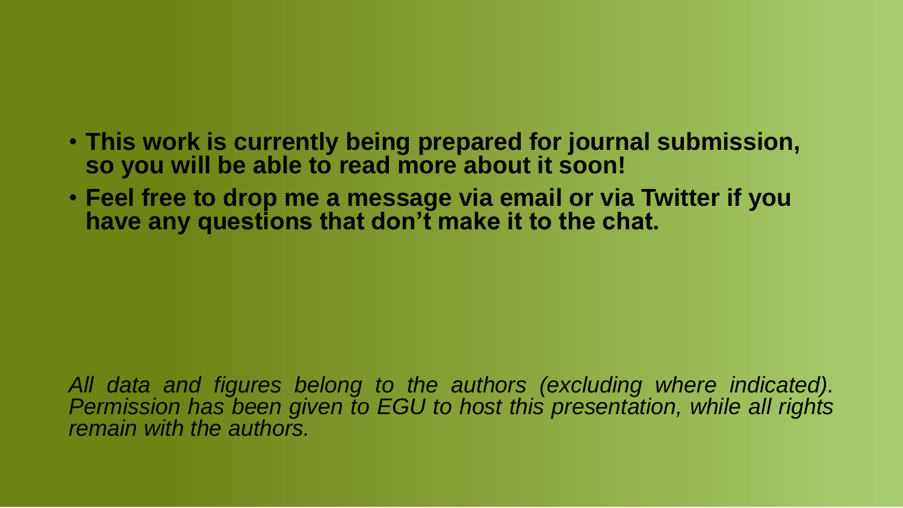- **This work is currently being prepared for journal submission, so you will be able to read more about it soon!**
- **Feel free to drop me a message via email or via Twitter if you have any questions that don't make it to the chat.**

*All data and figures belong to the authors (excluding where indicated). Permission has been given to EGU to host this presentation, while all rights remain with the authors.*